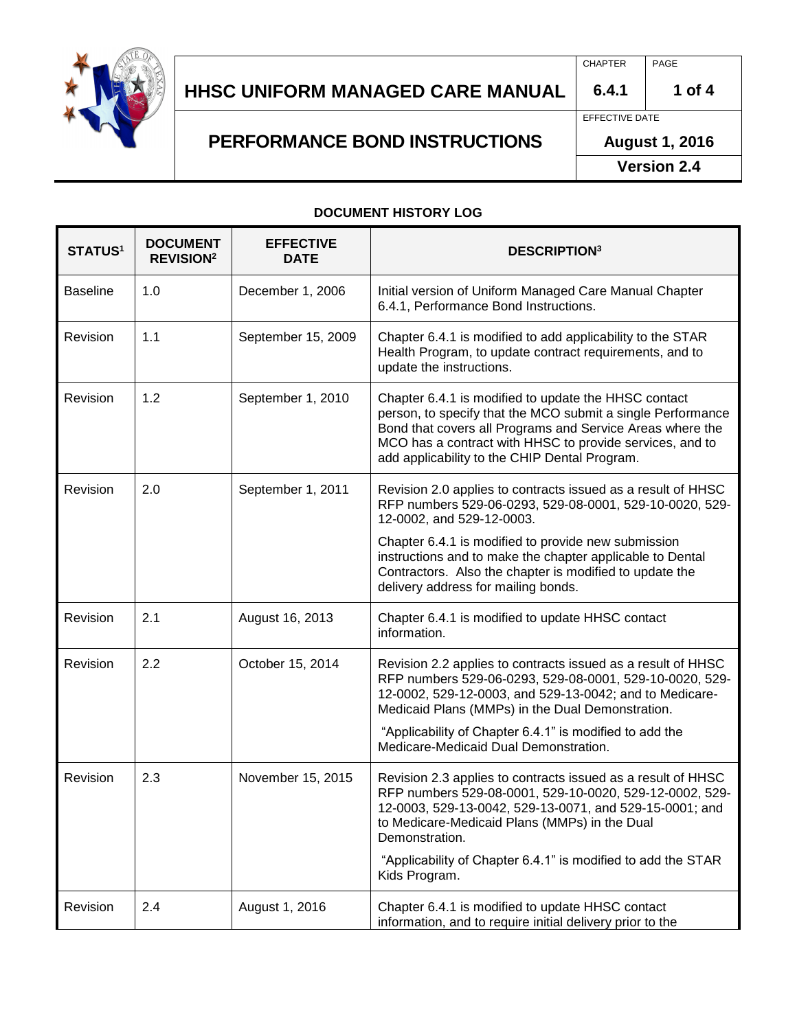# HHSC UNIFORM MANAGED CARE MANUAL

| CHAPTER | PAGE |
|---|---|
| 6.4.1 | 1 of 4 |

## PERFORMANCE BOND INSTRUCTIONS

EFFECTIVE DATE: **August 1, 2016**

**Version 2.4**

### DOCUMENT HISTORY LOG

| STATUS[1] | DOCUMENT REVISION[2] | EFFECTIVE DATE | DESCRIPTION[3] |
|---|---|---|---|
| Baseline | 1.0 | December 1, 2006 | Initial version of Uniform Managed Care Manual Chapter 6.4.1, Performance Bond Instructions. |
| Revision | 1.1 | September 15, 2009 | Chapter 6.4.1 is modified to add applicability to the STAR Health Program, to update contract requirements, and to update the instructions. |
| Revision | 1.2 | September 1, 2010 | Chapter 6.4.1 is modified to update the HHSC contact person, to specify that the MCO submit a single Performance Bond that covers all Programs and Service Areas where the MCO has a contract with HHSC to provide services, and to add applicability to the CHIP Dental Program. |
| Revision | 2.0 | September 1, 2011 | Revision 2.0 applies to contracts issued as a result of HHSC RFP numbers 529-06-0293, 529-08-0001, 529-10-0020, 529-12-0002, and 529-12-0003.<br><br>Chapter 6.4.1 is modified to provide new submission instructions and to make the chapter applicable to Dental Contractors. Also the chapter is modified to update the delivery address for mailing bonds. |
| Revision | 2.1 | August 16, 2013 | Chapter 6.4.1 is modified to update HHSC contact information. |
| Revision | 2.2 | October 15, 2014 | Revision 2.2 applies to contracts issued as a result of HHSC RFP numbers 529-06-0293, 529-08-0001, 529-10-0020, 529-12-0002, 529-12-0003, and 529-13-0042; and to Medicare-Medicaid Plans (MMPs) in the Dual Demonstration.<br><br>"Applicability of Chapter 6.4.1" is modified to add the Medicare-Medicaid Dual Demonstration. |
| Revision | 2.3 | November 15, 2015 | Revision 2.3 applies to contracts issued as a result of HHSC RFP numbers 529-08-0001, 529-10-0020, 529-12-0002, 529-12-0003, 529-13-0042, 529-13-0071, and 529-15-0001; and to Medicare-Medicaid Plans (MMPs) in the Dual Demonstration.<br><br>"Applicability of Chapter 6.4.1" is modified to add the STAR Kids Program. |
| Revision | 2.4 | August 1, 2016 | Chapter 6.4.1 is modified to update HHSC contact information, and to require initial delivery prior to the |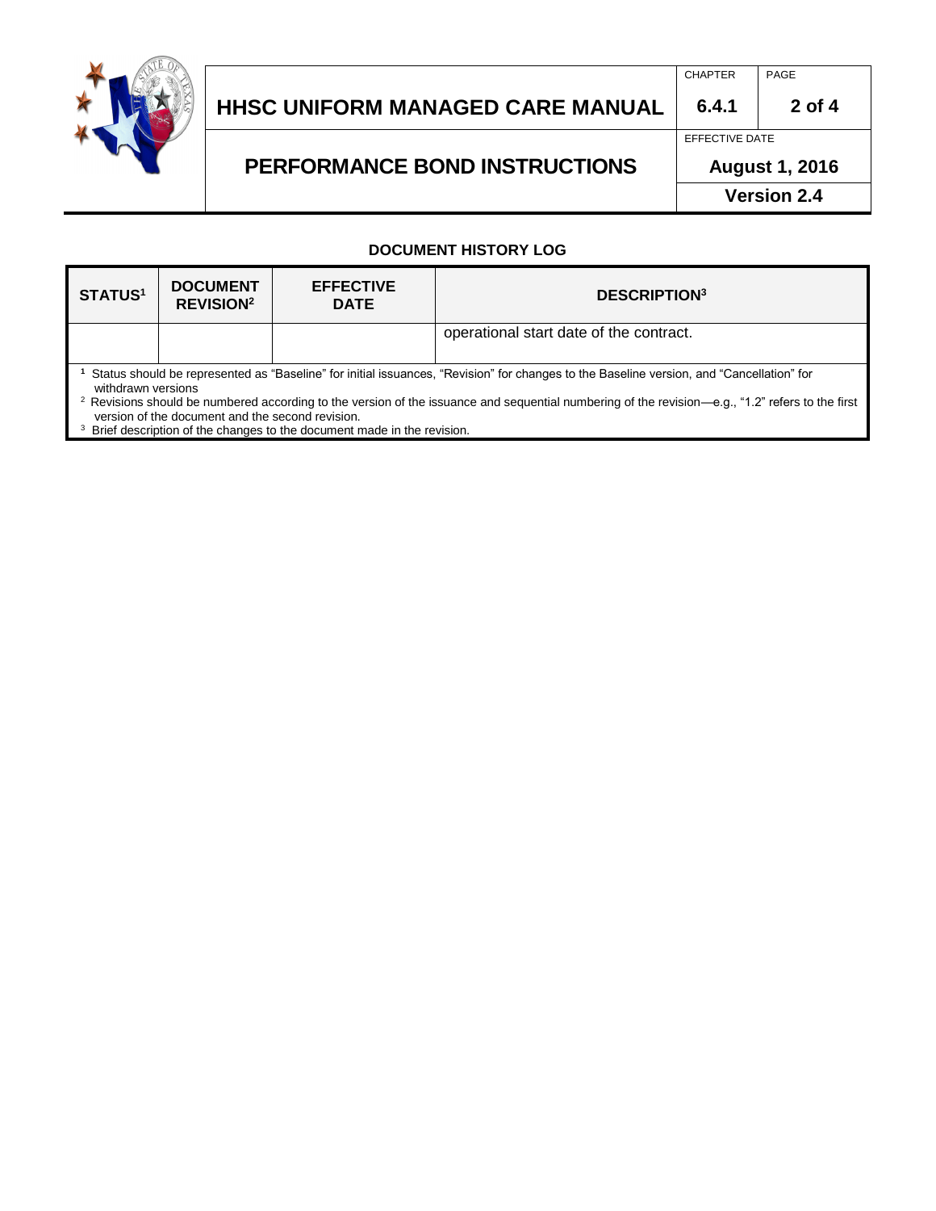## DOCUMENT HISTORY LOG

| STATUS[1] | DOCUMENT REVISION[2] | EFFECTIVE DATE | DESCRIPTION[3] |
|---|---|---|---|
| | | | operational start date of the contract. |

[1] Status should be represented as "Baseline" for initial issuances, "Revision" for changes to the Baseline version, and "Cancellation" for withdrawn versions

[2] Revisions should be numbered according to the version of the issuance and sequential numbering of the revision—e.g., "1.2" refers to the first version of the document and the second revision.

[3] Brief description of the changes to the document made in the revision.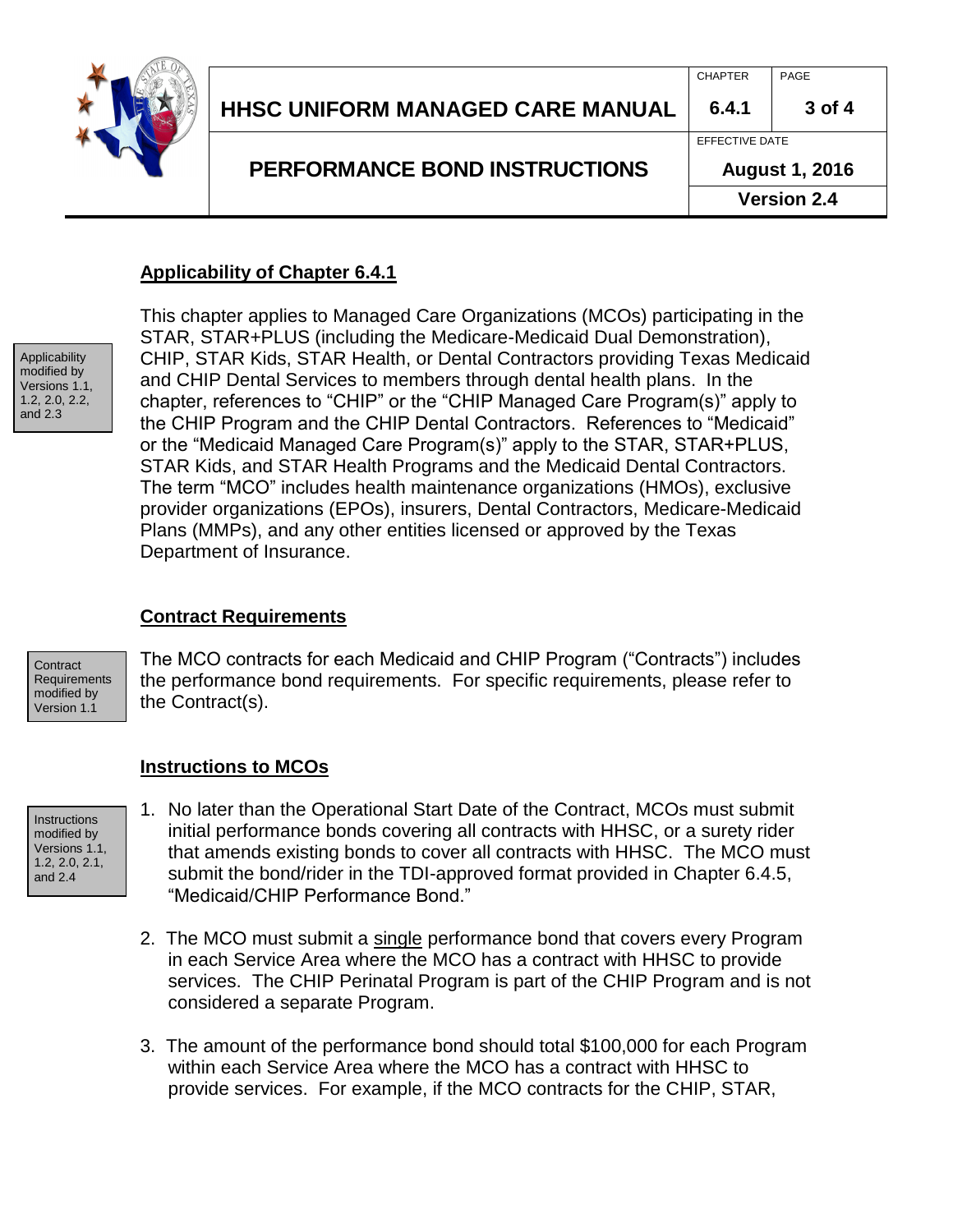## Applicability of Chapter 6.4.1

Applicability modified by Versions 1.1, 1.2, 2.0, 2.2, and 2.3

This chapter applies to Managed Care Organizations (MCOs) participating in the STAR, STAR+PLUS (including the Medicare-Medicaid Dual Demonstration), CHIP, STAR Kids, STAR Health, or Dental Contractors providing Texas Medicaid and CHIP Dental Services to members through dental health plans. In the chapter, references to "CHIP" or the "CHIP Managed Care Program(s)" apply to the CHIP Program and the CHIP Dental Contractors. References to "Medicaid" or the "Medicaid Managed Care Program(s)" apply to the STAR, STAR+PLUS, STAR Kids, and STAR Health Programs and the Medicaid Dental Contractors. The term "MCO" includes health maintenance organizations (HMOs), exclusive provider organizations (EPOs), insurers, Dental Contractors, Medicare-Medicaid Plans (MMPs), and any other entities licensed or approved by the Texas Department of Insurance.

## Contract Requirements

Contract Requirements modified by Version 1.1

The MCO contracts for each Medicaid and CHIP Program ("Contracts") includes the performance bond requirements. For specific requirements, please refer to the Contract(s).

## Instructions to MCOs

Instructions modified by Versions 1.1, 1.2, 2.0, 2.1, and 2.4

1. No later than the Operational Start Date of the Contract, MCOs must submit initial performance bonds covering all contracts with HHSC, or a surety rider that amends existing bonds to cover all contracts with HHSC. The MCO must submit the bond/rider in the TDI-approved format provided in Chapter 6.4.5, "Medicaid/CHIP Performance Bond."

2. The MCO must submit a single performance bond that covers every Program in each Service Area where the MCO has a contract with HHSC to provide services. The CHIP Perinatal Program is part of the CHIP Program and is not considered a separate Program.

3. The amount of the performance bond should total $100,000 for each Program within each Service Area where the MCO has a contract with HHSC to provide services. For example, if the MCO contracts for the CHIP, STAR,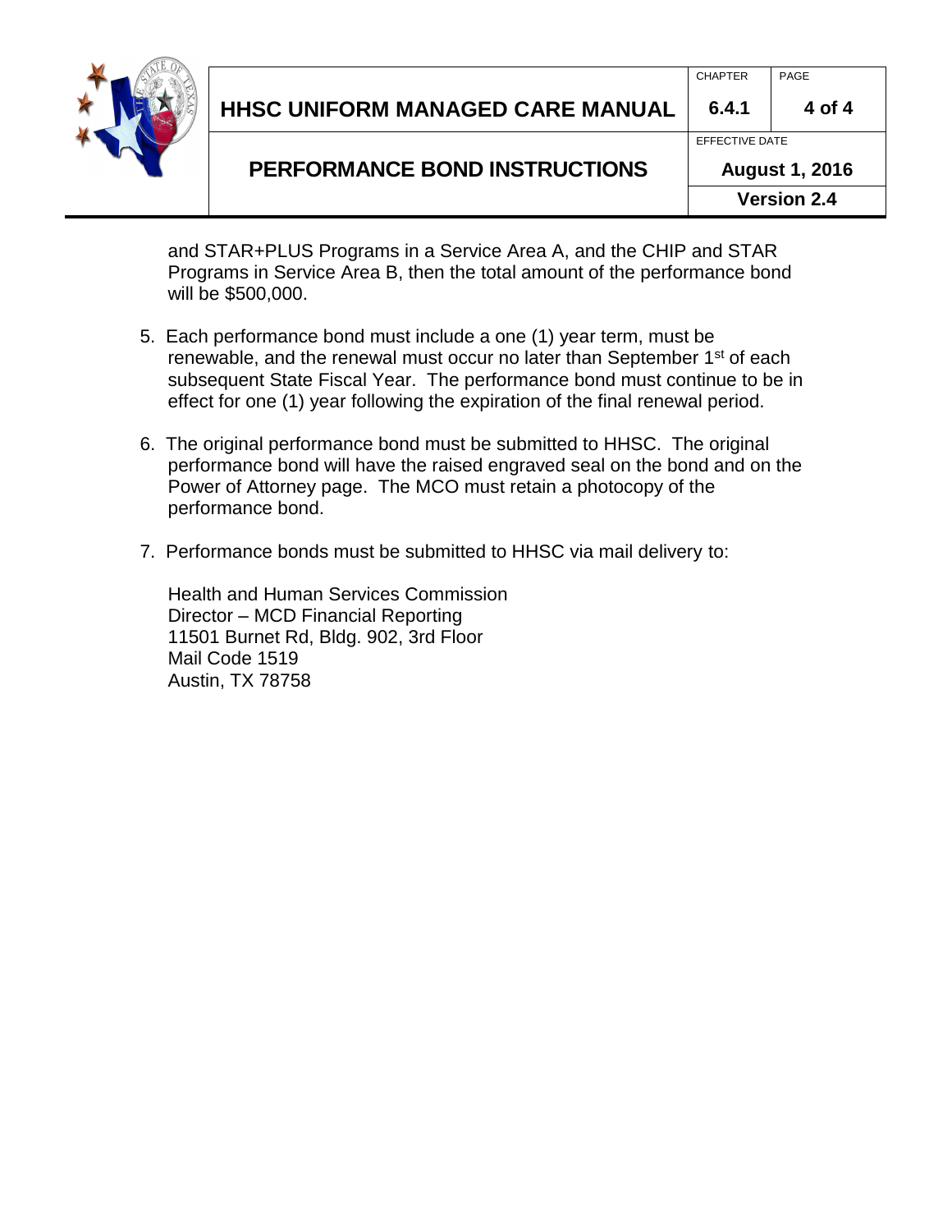and STAR+PLUS Programs in a Service Area A, and the CHIP and STAR Programs in Service Area B, then the total amount of the performance bond will be $500,000.

5. Each performance bond must include a one (1) year term, must be renewable, and the renewal must occur no later than September 1st of each subsequent State Fiscal Year. The performance bond must continue to be in effect for one (1) year following the expiration of the final renewal period.

6. The original performance bond must be submitted to HHSC. The original performance bond will have the raised engraved seal on the bond and on the Power of Attorney page. The MCO must retain a photocopy of the performance bond.

7. Performance bonds must be submitted to HHSC via mail delivery to:

   Health and Human Services Commission
   Director – MCD Financial Reporting
   11501 Burnet Rd, Bldg. 902, 3rd Floor
   Mail Code 1519
   Austin, TX 78758